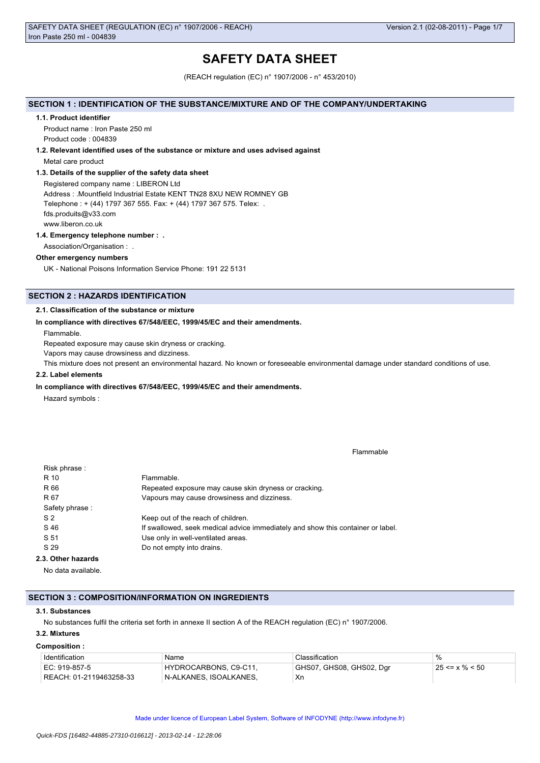// Omit running header: "SAFETY DATA SHEET (REGULATION (EC) n° 1907/2006 - REACH) Version 2.1 (02-08-2011) - Page 1/7 / Iron Paste 250 ml - 004839"

# SAFETY DATA SHEET

(REACH regulation (EC) n° 1907/2006 - n° 453/2010)

## SECTION 1 : IDENTIFICATION OF THE SUBSTANCE/MIXTURE AND OF THE COMPANY/UNDERTAKING

### 1.1. Product identifier

Product name : Iron Paste 250 ml

Product code : 004839

### 1.2. Relevant identified uses of the substance or mixture and uses advised against

Metal care product

### 1.3. Details of the supplier of the safety data sheet

Registered company name : LIBERON Ltd

Address : .Mountfield Industrial Estate KENT TN28 8XU NEW ROMNEY GB

Telephone : + (44) 1797 367 555. Fax: + (44) 1797 367 575. Telex: .

fds.produits@v33.com

www.liberon.co.uk

### 1.4. Emergency telephone number : .

Association/Organisation : .

**Other emergency numbers**

UK - National Poisons Information Service Phone: 191 22 5131

## SECTION 2 : HAZARDS IDENTIFICATION

### 2.1. Classification of the substance or mixture

**In compliance with directives 67/548/EEC, 1999/45/EC and their amendments.**

Flammable.

Repeated exposure may cause skin dryness or cracking.

Vapors may cause drowsiness and dizziness.

This mixture does not present an environmental hazard. No known or foreseeable environmental damage under standard conditions of use.

### 2.2. Label elements

**In compliance with directives 67/548/EEC, 1999/45/EC and their amendments.**

Hazard symbols :

Flammable

| | |
|---|---|
| Risk phrase : | |
| R 10 | Flammable. |
| R 66 | Repeated exposure may cause skin dryness or cracking. |
| R 67 | Vapours may cause drowsiness and dizziness. |
| Safety phrase : | |
| S 2 | Keep out of the reach of children. |
| S 46 | If swallowed, seek medical advice immediately and show this container or label. |
| S 51 | Use only in well-ventilated areas. |
| S 29 | Do not empty into drains. |

### 2.3. Other hazards

No data available.

## SECTION 3 : COMPOSITION/INFORMATION ON INGREDIENTS

### 3.1. Substances

No substances fulfil the criteria set forth in annexe II section A of the REACH regulation (EC) n° 1907/2006.

### 3.2. Mixtures

**Composition :**

| Identification | Name | Classification | % |
|---|---|---|---|
| EC: 919-857-5<br>REACH: 01-2119463258-33 | HYDROCARBONS, C9-C11, N-ALKANES, ISOALKANES, | GHS07, GHS08, GHS02, Dgr<br>Xn | 25 <= x % < 50 |

// Omit footer: "Made under licence of European Label System, Software of INFODYNE (http://www.infodyne.fr)" and "Quick-FDS [16482-44885-27310-016612] - 2013-02-14 - 12:28:06"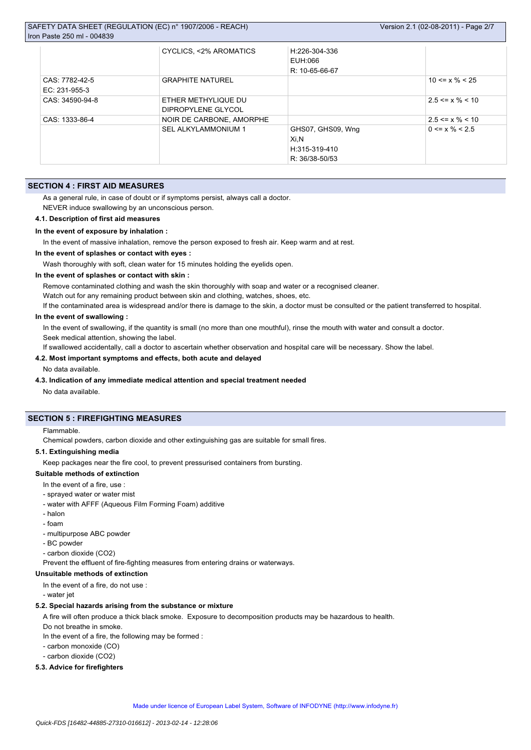| | | | |
|---|---|---|---|
| | CYCLICS, <2% AROMATICS | H:226-304-336<br>EUH:066<br>R: 10-65-66-67 | |
| CAS: 7782-42-5<br>EC: 231-955-3 | GRAPHITE NATUREL | | 10 <= x % < 25 |
| CAS: 34590-94-8 | ETHER METHYLIQUE DU DIPROPYLENE GLYCOL | | 2.5 <= x % < 10 |
| CAS: 1333-86-4 | NOIR DE CARBONE, AMORPHE | | 2.5 <= x % < 10 |
| | SEL ALKYLAMMONIUM 1 | GHS07, GHS09, Wng<br>Xi,N<br>H:315-319-410<br>R: 36/38-50/53 | 0 <= x % < 2.5 |

## SECTION 4 : FIRST AID MEASURES

As a general rule, in case of doubt or if symptoms persist, always call a doctor.

NEVER induce swallowing by an unconscious person.

### 4.1. Description of first aid measures

**In the event of exposure by inhalation :**

In the event of massive inhalation, remove the person exposed to fresh air. Keep warm and at rest.

**In the event of splashes or contact with eyes :**

Wash thoroughly with soft, clean water for 15 minutes holding the eyelids open.

**In the event of splashes or contact with skin :**

Remove contaminated clothing and wash the skin thoroughly with soap and water or a recognised cleaner.

Watch out for any remaining product between skin and clothing, watches, shoes, etc.

If the contaminated area is widespread and/or there is damage to the skin, a doctor must be consulted or the patient transferred to hospital.

**In the event of swallowing :**

In the event of swallowing, if the quantity is small (no more than one mouthful), rinse the mouth with water and consult a doctor.

Seek medical attention, showing the label.

If swallowed accidentally, call a doctor to ascertain whether observation and hospital care will be necessary. Show the label.

### 4.2. Most important symptoms and effects, both acute and delayed

No data available.

### 4.3. Indication of any immediate medical attention and special treatment needed

No data available.

## SECTION 5 : FIREFIGHTING MEASURES

Flammable.

Chemical powders, carbon dioxide and other extinguishing gas are suitable for small fires.

### 5.1. Extinguishing media

Keep packages near the fire cool, to prevent pressurised containers from bursting.

**Suitable methods of extinction**

In the event of a fire, use :

- sprayed water or water mist
- water with AFFF (Aqueous Film Forming Foam) additive
- halon
- foam
- multipurpose ABC powder
- BC powder
- carbon dioxide ($CO_2$)

Prevent the effluent of fire-fighting measures from entering drains or waterways.

**Unsuitable methods of extinction**

In the event of a fire, do not use :

- water jet

### 5.2. Special hazards arising from the substance or mixture

A fire will often produce a thick black smoke. Exposure to decomposition products may be hazardous to health.

Do not breathe in smoke.

In the event of a fire, the following may be formed :

- carbon monoxide (CO)
- carbon dioxide ($CO_2$)

### 5.3. Advice for firefighters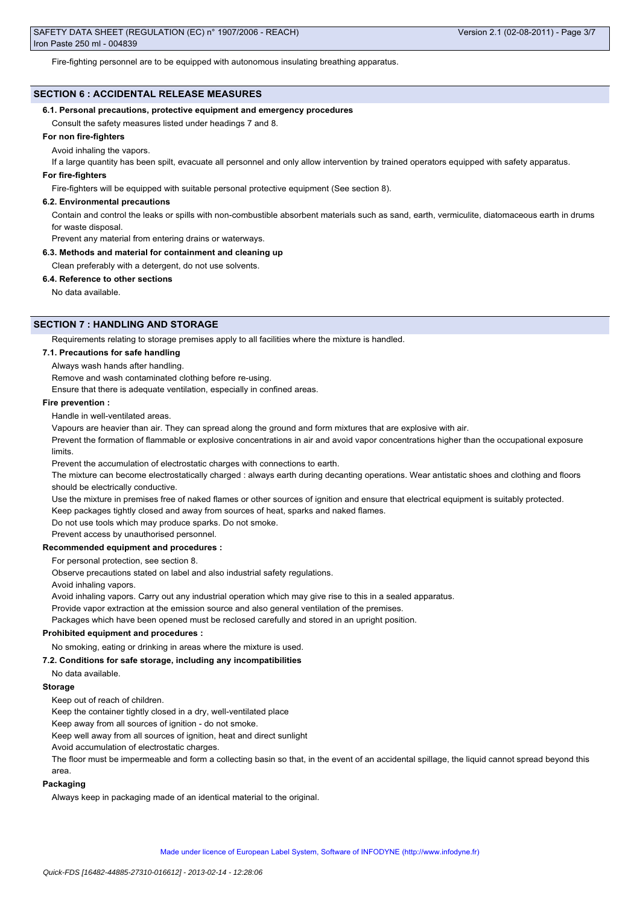Fire-fighting personnel are to be equipped with autonomous insulating breathing apparatus.

## SECTION 6 : ACCIDENTAL RELEASE MEASURES

### 6.1. Personal precautions, protective equipment and emergency procedures

Consult the safety measures listed under headings 7 and 8.

**For non fire-fighters**

Avoid inhaling the vapors.

If a large quantity has been spilt, evacuate all personnel and only allow intervention by trained operators equipped with safety apparatus.

**For fire-fighters**

Fire-fighters will be equipped with suitable personal protective equipment (See section 8).

### 6.2. Environmental precautions

Contain and control the leaks or spills with non-combustible absorbent materials such as sand, earth, vermiculite, diatomaceous earth in drums for waste disposal.

Prevent any material from entering drains or waterways.

### 6.3. Methods and material for containment and cleaning up

Clean preferably with a detergent, do not use solvents.

### 6.4. Reference to other sections

No data available.

## SECTION 7 : HANDLING AND STORAGE

Requirements relating to storage premises apply to all facilities where the mixture is handled.

### 7.1. Precautions for safe handling

Always wash hands after handling.

Remove and wash contaminated clothing before re-using.

Ensure that there is adequate ventilation, especially in confined areas.

**Fire prevention :**

Handle in well-ventilated areas.

Vapours are heavier than air. They can spread along the ground and form mixtures that are explosive with air.

Prevent the formation of flammable or explosive concentrations in air and avoid vapor concentrations higher than the occupational exposure limits.

Prevent the accumulation of electrostatic charges with connections to earth.

The mixture can become electrostatically charged : always earth during decanting operations. Wear antistatic shoes and clothing and floors should be electrically conductive.

Use the mixture in premises free of naked flames or other sources of ignition and ensure that electrical equipment is suitably protected.

Keep packages tightly closed and away from sources of heat, sparks and naked flames.

Do not use tools which may produce sparks. Do not smoke.

Prevent access by unauthorised personnel.

**Recommended equipment and procedures :**

For personal protection, see section 8.

Observe precautions stated on label and also industrial safety regulations.

Avoid inhaling vapors.

Avoid inhaling vapors. Carry out any industrial operation which may give rise to this in a sealed apparatus.

Provide vapor extraction at the emission source and also general ventilation of the premises.

Packages which have been opened must be reclosed carefully and stored in an upright position.

**Prohibited equipment and procedures :**

No smoking, eating or drinking in areas where the mixture is used.

### 7.2. Conditions for safe storage, including any incompatibilities

No data available.

**Storage**

Keep out of reach of children.

Keep the container tightly closed in a dry, well-ventilated place

Keep away from all sources of ignition - do not smoke.

Keep well away from all sources of ignition, heat and direct sunlight

Avoid accumulation of electrostatic charges.

The floor must be impermeable and form a collecting basin so that, in the event of an accidental spillage, the liquid cannot spread beyond this area.

**Packaging**

Always keep in packaging made of an identical material to the original.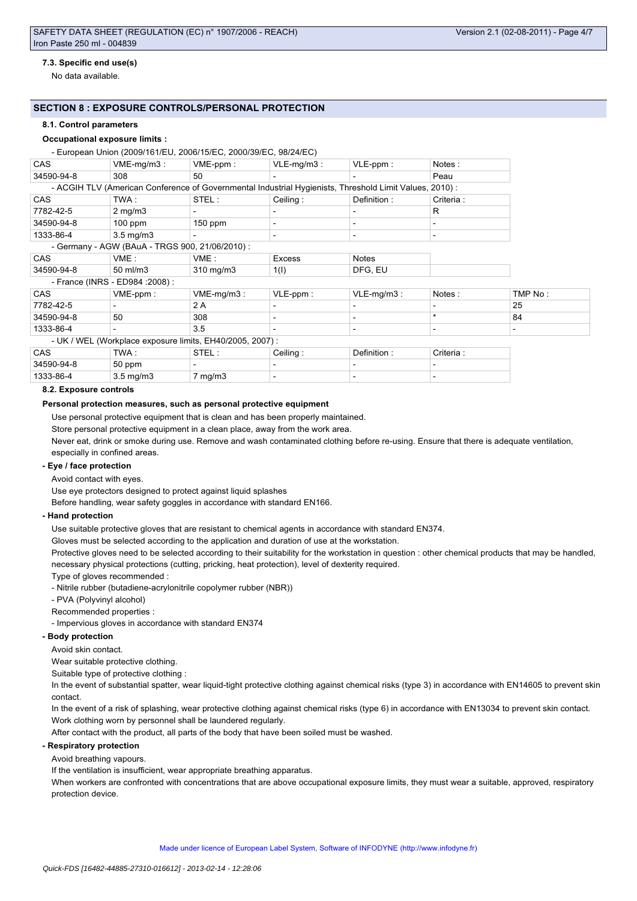### 7.3. Specific end use(s)

No data available.

## SECTION 8 : EXPOSURE CONTROLS/PERSONAL PROTECTION

### 8.1. Control parameters

**Occupational exposure limits :**

- European Union (2009/161/EU, 2006/15/EC, 2000/39/EC, 98/24/EC)

| CAS | VME-mg/m3 : | VME-ppm : | VLE-mg/m3 : | VLE-ppm : | Notes : |
|---|---|---|---|---|---|
| 34590-94-8 | 308 | 50 | - | - | Peau |

- ACGIH TLV (American Conference of Governmental Industrial Hygienists, Threshold Limit Values, 2010) :

| CAS | TWA : | STEL : | Ceiling : | Definition : | Criteria : |
|---|---|---|---|---|---|
| 7782-42-5 | 2 mg/m3 | - | - | - | R |
| 34590-94-8 | 100 ppm | 150 ppm | - | - | - |
| 1333-86-4 | 3.5 mg/m3 | - | - | - | - |

- Germany - AGW (BAuA - TRGS 900, 21/06/2010) :

| CAS | VME : | VME : | Excess | Notes |
|---|---|---|---|---|
| 34590-94-8 | 50 ml/m3 | 310 mg/m3 | 1(I) | DFG, EU |

- France (INRS - ED984 :2008) :

| CAS | VME-ppm : | VME-mg/m3 : | VLE-ppm : | VLE-mg/m3 : | Notes : | TMP No : |
|---|---|---|---|---|---|---|
| 7782-42-5 | - | 2 A | - | - | - | 25 |
| 34590-94-8 | 50 | 308 | - | - | * | 84 |
| 1333-86-4 | - | 3.5 | - | - | - | - |

- UK / WEL (Workplace exposure limits, EH40/2005, 2007) :

| CAS | TWA : | STEL : | Ceiling : | Definition : | Criteria : |
|---|---|---|---|---|---|
| 34590-94-8 | 50 ppm | - | - | - | - |
| 1333-86-4 | 3.5 mg/m3 | 7 mg/m3 | - | - | - |

### 8.2. Exposure controls

**Personal protection measures, such as personal protective equipment**

Use personal protective equipment that is clean and has been properly maintained.

Store personal protective equipment in a clean place, away from the work area.

Never eat, drink or smoke during use. Remove and wash contaminated clothing before re-using. Ensure that there is adequate ventilation, especially in confined areas.

**- Eye / face protection**

Avoid contact with eyes.

Use eye protectors designed to protect against liquid splashes

Before handling, wear safety goggles in accordance with standard EN166.

**- Hand protection**

Use suitable protective gloves that are resistant to chemical agents in accordance with standard EN374.

Gloves must be selected according to the application and duration of use at the workstation.

Protective gloves need to be selected according to their suitability for the workstation in question : other chemical products that may be handled, necessary physical protections (cutting, pricking, heat protection), level of dexterity required.

Type of gloves recommended :

- Nitrile rubber (butadiene-acrylonitrile copolymer rubber (NBR))
- PVA (Polyvinyl alcohol)

Recommended properties :

- Impervious gloves in accordance with standard EN374

**- Body protection**

Avoid skin contact.

Wear suitable protective clothing.

Suitable type of protective clothing :

In the event of substantial spatter, wear liquid-tight protective clothing against chemical risks (type 3) in accordance with EN14605 to prevent skin contact.

In the event of a risk of splashing, wear protective clothing against chemical risks (type 6) in accordance with EN13034 to prevent skin contact.

Work clothing worn by personnel shall be laundered regularly.

After contact with the product, all parts of the body that have been soiled must be washed.

**- Respiratory protection**

Avoid breathing vapours.

If the ventilation is insufficient, wear appropriate breathing apparatus.

When workers are confronted with concentrations that are above occupational exposure limits, they must wear a suitable, approved, respiratory protection device.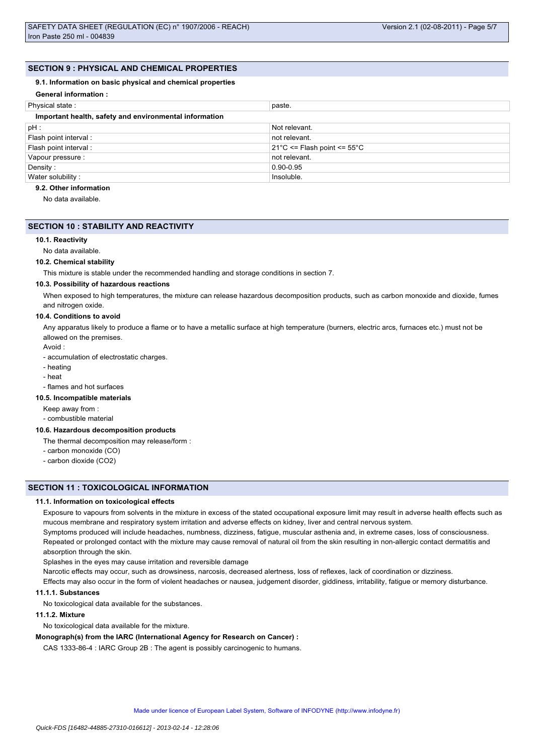## SECTION 9 : PHYSICAL AND CHEMICAL PROPERTIES

### 9.1. Information on basic physical and chemical properties

**General information :**

| | |
|---|---|
| Physical state : | paste. |

**Important health, safety and environmental information**

| | |
|---|---|
| pH : | Not relevant. |
| Flash point interval : | not relevant. |
| Flash point interval : | 21°C <= Flash point <= 55°C |
| Vapour pressure : | not relevant. |
| Density : | 0.90-0.95 |
| Water solubility : | Insoluble. |

### 9.2. Other information

No data available.

## SECTION 10 : STABILITY AND REACTIVITY

### 10.1. Reactivity

No data available.

### 10.2. Chemical stability

This mixture is stable under the recommended handling and storage conditions in section 7.

### 10.3. Possibility of hazardous reactions

When exposed to high temperatures, the mixture can release hazardous decomposition products, such as carbon monoxide and dioxide, fumes and nitrogen oxide.

### 10.4. Conditions to avoid

Any apparatus likely to produce a flame or to have a metallic surface at high temperature (burners, electric arcs, furnaces etc.) must not be allowed on the premises.

Avoid :

- accumulation of electrostatic charges.
- heating
- heat
- flames and hot surfaces

### 10.5. Incompatible materials

Keep away from :

- combustible material

### 10.6. Hazardous decomposition products

The thermal decomposition may release/form :

- carbon monoxide (CO)
- carbon dioxide ($CO_2$)

## SECTION 11 : TOXICOLOGICAL INFORMATION

### 11.1. Information on toxicological effects

Exposure to vapours from solvents in the mixture in excess of the stated occupational exposure limit may result in adverse health effects such as mucous membrane and respiratory system irritation and adverse effects on kidney, liver and central nervous system.

Symptoms produced will include headaches, numbness, dizziness, fatigue, muscular asthenia and, in extreme cases, loss of consciousness.

Repeated or prolonged contact with the mixture may cause removal of natural oil from the skin resulting in non-allergic contact dermatitis and absorption through the skin.

Splashes in the eyes may cause irritation and reversible damage

Narcotic effects may occur, such as drowsiness, narcosis, decreased alertness, loss of reflexes, lack of coordination or dizziness.

Effects may also occur in the form of violent headaches or nausea, judgement disorder, giddiness, irritability, fatigue or memory disturbance.

#### 11.1.1. Substances

No toxicological data available for the substances.

#### 11.1.2. Mixture

No toxicological data available for the mixture.

**Monograph(s) from the IARC (International Agency for Research on Cancer) :**

CAS 1333-86-4 : IARC Group 2B : The agent is possibly carcinogenic to humans.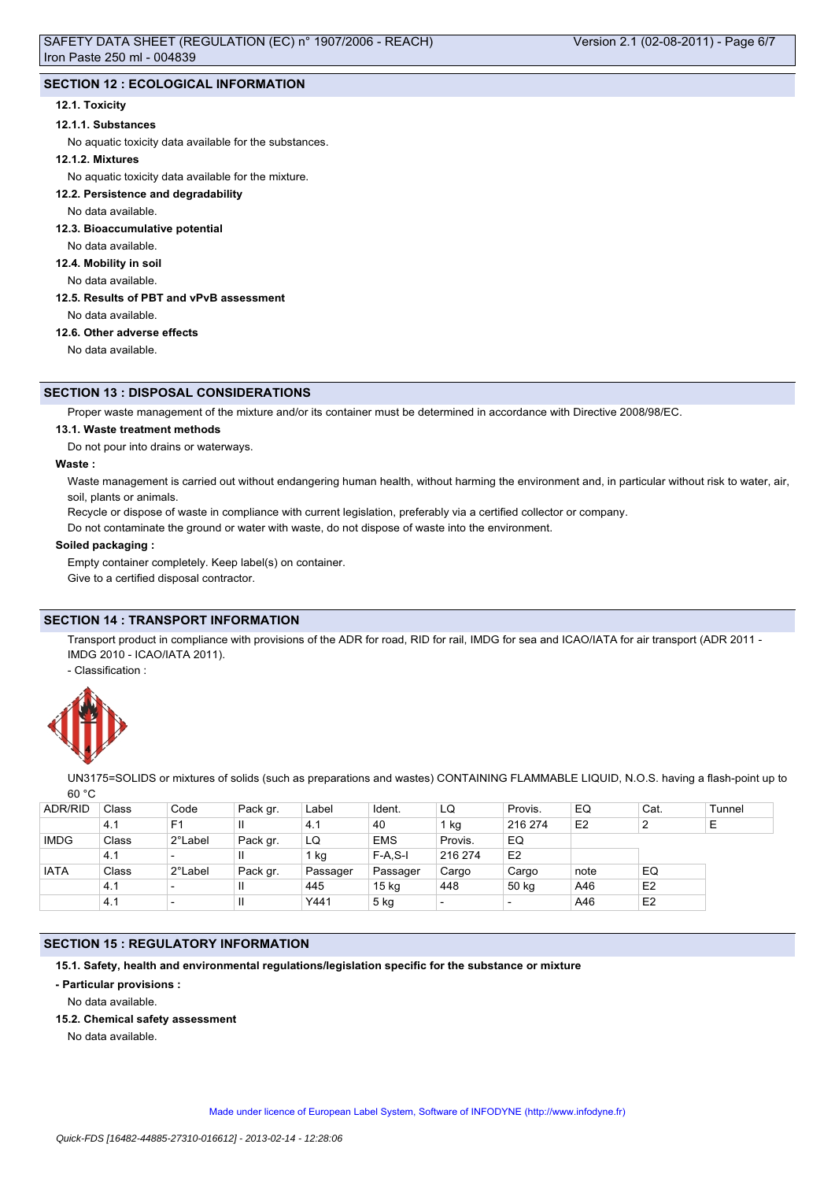## SECTION 12 : ECOLOGICAL INFORMATION

### 12.1. Toxicity

#### 12.1.1. Substances

No aquatic toxicity data available for the substances.

#### 12.1.2. Mixtures

No aquatic toxicity data available for the mixture.

### 12.2. Persistence and degradability

No data available.

### 12.3. Bioaccumulative potential

No data available.

### 12.4. Mobility in soil

No data available.

### 12.5. Results of PBT and vPvB assessment

No data available.

### 12.6. Other adverse effects

No data available.

## SECTION 13 : DISPOSAL CONSIDERATIONS

Proper waste management of the mixture and/or its container must be determined in accordance with Directive 2008/98/EC.

### 13.1. Waste treatment methods

Do not pour into drains or waterways.

**Waste :**

Waste management is carried out without endangering human health, without harming the environment and, in particular without risk to water, air, soil, plants or animals.

Recycle or dispose of waste in compliance with current legislation, preferably via a certified collector or company.

Do not contaminate the ground or water with waste, do not dispose of waste into the environment.

**Soiled packaging :**

Empty container completely. Keep label(s) on container.

Give to a certified disposal contractor.

## SECTION 14 : TRANSPORT INFORMATION

Transport product in compliance with provisions of the ADR for road, RID for rail, IMDG for sea and ICAO/IATA for air transport (ADR 2011 - IMDG 2010 - ICAO/IATA 2011).

- Classification :

UN3175=SOLIDS or mixtures of solids (such as preparations and wastes) CONTAINING FLAMMABLE LIQUID, N.O.S. having a flash-point up to 60 °C

| ADR/RID | Class | Code | Pack gr. | Label | Ident. | LQ | Provis. | EQ | Cat. | Tunnel |
|---|---|---|---|---|---|---|---|---|---|---|
| | 4.1 | F1 | II | 4.1 | 40 | 1 kg | 216 274 | E2 | 2 | E |
| IMDG | Class | 2°Label | Pack gr. | LQ | EMS | Provis. | EQ | | | |
| | 4.1 | - | II | 1 kg | F-A,S-I | 216 274 | E2 | | | |
| IATA | Class | 2°Label | Pack gr. | Passager | Passager | Cargo | Cargo | note | EQ | |
| | 4.1 | - | II | 445 | 15 kg | 448 | 50 kg | A46 | E2 | |
| | 4.1 | - | II | Y441 | 5 kg | - | - | A46 | E2 | |

## SECTION 15 : REGULATORY INFORMATION

### 15.1. Safety, health and environmental regulations/legislation specific for the substance or mixture

**- Particular provisions :**

No data available.

### 15.2. Chemical safety assessment

No data available.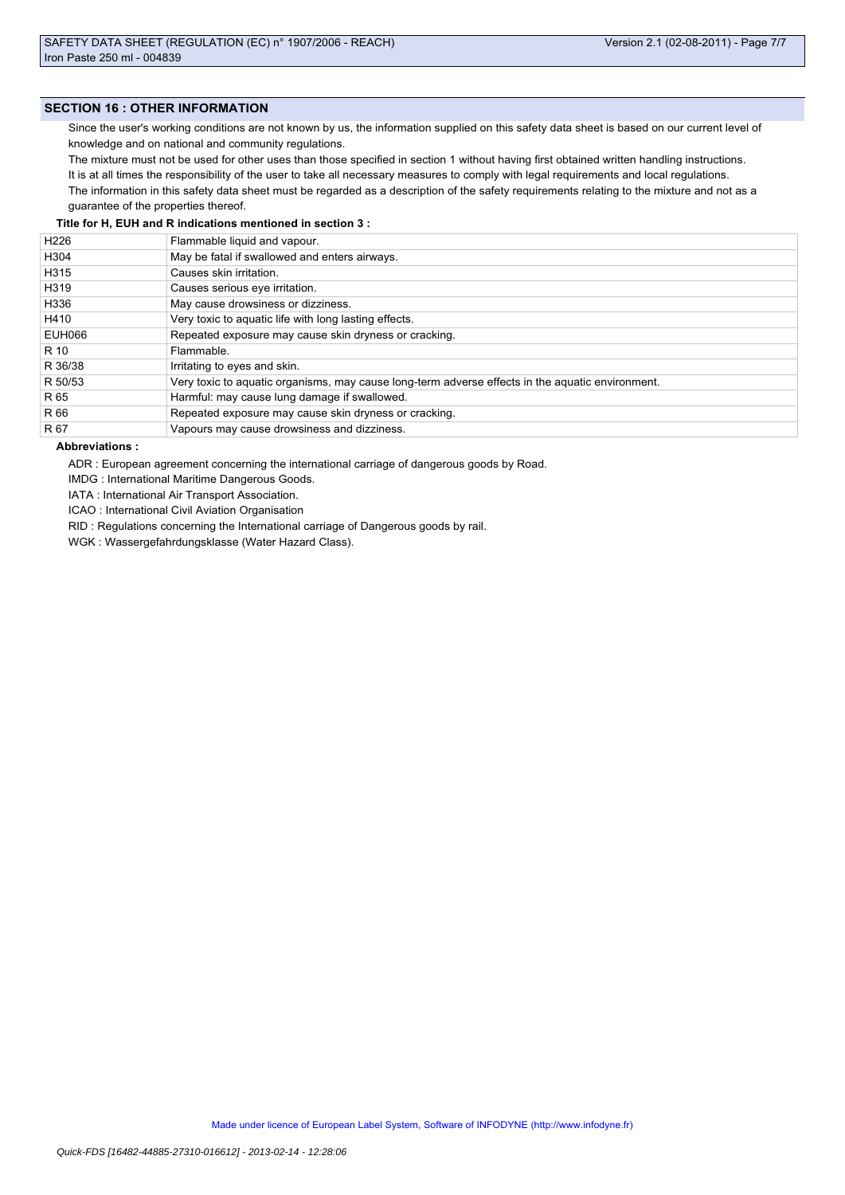## SECTION 16 : OTHER INFORMATION

Since the user's working conditions are not known by us, the information supplied on this safety data sheet is based on our current level of knowledge and on national and community regulations.

The mixture must not be used for other uses than those specified in section 1 without having first obtained written handling instructions.

It is at all times the responsibility of the user to take all necessary measures to comply with legal requirements and local regulations.

The information in this safety data sheet must be regarded as a description of the safety requirements relating to the mixture and not as a guarantee of the properties thereof.

**Title for H, EUH and R indications mentioned in section 3 :**

| | |
|---|---|
| H226 | Flammable liquid and vapour. |
| H304 | May be fatal if swallowed and enters airways. |
| H315 | Causes skin irritation. |
| H319 | Causes serious eye irritation. |
| H336 | May cause drowsiness or dizziness. |
| H410 | Very toxic to aquatic life with long lasting effects. |
| EUH066 | Repeated exposure may cause skin dryness or cracking. |
| R 10 | Flammable. |
| R 36/38 | Irritating to eyes and skin. |
| R 50/53 | Very toxic to aquatic organisms, may cause long-term adverse effects in the aquatic environment. |
| R 65 | Harmful: may cause lung damage if swallowed. |
| R 66 | Repeated exposure may cause skin dryness or cracking. |
| R 67 | Vapours may cause drowsiness and dizziness. |

**Abbreviations :**

ADR : European agreement concerning the international carriage of dangerous goods by Road.

IMDG : International Maritime Dangerous Goods.

IATA : International Air Transport Association.

ICAO : International Civil Aviation Organisation

RID : Regulations concerning the International carriage of Dangerous goods by rail.

WGK : Wassergefahrdungsklasse (Water Hazard Class).

Made under licence of European Label System, Software of INFODYNE (http://www.infodyne.fr)